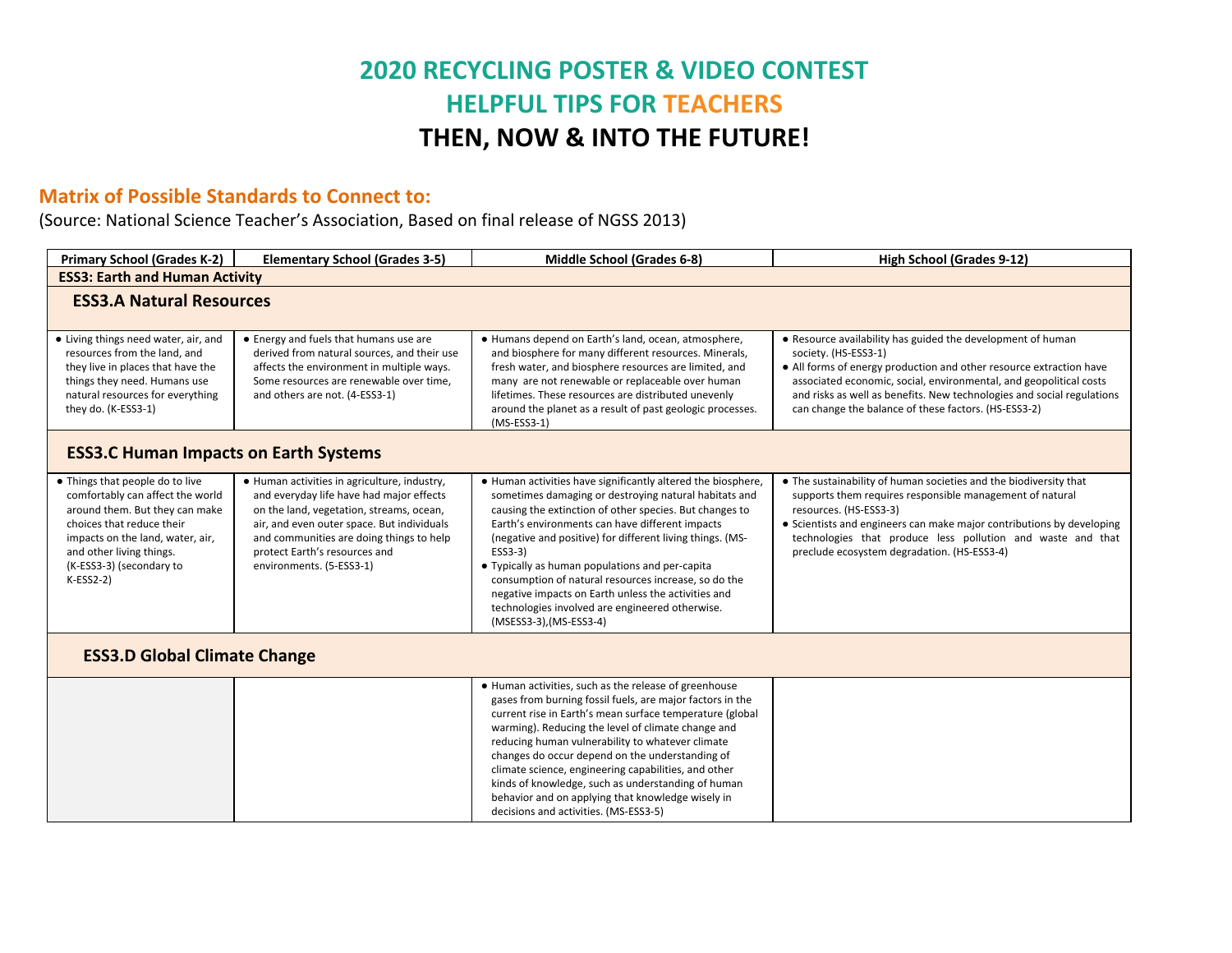# 2020 RECYCLING POSTER & VIDEO CONTEST

## HELPFUL TIPS FOR TEACHERS

## THEN, NOW & INTO THE FUTURE!

### Matrix of Possible Standards to Connect to:

(Source: National Science Teacher's Association, Based on final release of NGSS 2013)

| Primary School (Grades K-2) | Elementary School (Grades 3-5) | Middle School (Grades 6-8) | High School (Grades 9-12) |
|---|---|---|---|
| **ESS3: Earth and Human Activity** | | | |
| **ESS3.A Natural Resources** | | | |
| • Living things need water, air, and resources from the land, and they live in places that have the things they need. Humans use natural resources for everything they do. (K-ESS3-1) | • Energy and fuels that humans use are derived from natural sources, and their use affects the environment in multiple ways. Some resources are renewable over time, and others are not. (4-ESS3-1) | • Humans depend on Earth's land, ocean, atmosphere, and biosphere for many different resources. Minerals, fresh water, and biosphere resources are limited, and many are not renewable or replaceable over human lifetimes. These resources are distributed unevenly around the planet as a result of past geologic processes. (MS-ESS3-1) | • Resource availability has guided the development of human society. (HS-ESS3-1)<br>• All forms of energy production and other resource extraction have associated economic, social, environmental, and geopolitical costs and risks as well as benefits. New technologies and social regulations can change the balance of these factors. (HS-ESS3-2) |
| **ESS3.C Human Impacts on Earth Systems** | | | |
| • Things that people do to live comfortably can affect the world around them. But they can make choices that reduce their impacts on the land, water, air, and other living things. (K-ESS3-3) (secondary to K-ESS2-2) | • Human activities in agriculture, industry, and everyday life have had major effects on the land, vegetation, streams, ocean, air, and even outer space. But individuals and communities are doing things to help protect Earth's resources and environments. (5-ESS3-1) | • Human activities have significantly altered the biosphere, sometimes damaging or destroying natural habitats and causing the extinction of other species. But changes to Earth's environments can have different impacts (negative and positive) for different living things. (MS-ESS3-3)<br>• Typically as human populations and per-capita consumption of natural resources increase, so do the negative impacts on Earth unless the activities and technologies involved are engineered otherwise. (MSESS3-3),(MS-ESS3-4) | • The sustainability of human societies and the biodiversity that supports them requires responsible management of natural resources. (HS-ESS3-3)<br>• Scientists and engineers can make major contributions by developing technologies that produce less pollution and waste and that preclude ecosystem degradation. (HS-ESS3-4) |
| **ESS3.D Global Climate Change** | | | |
| | | • Human activities, such as the release of greenhouse gases from burning fossil fuels, are major factors in the current rise in Earth's mean surface temperature (global warming). Reducing the level of climate change and reducing human vulnerability to whatever climate changes do occur depend on the understanding of climate science, engineering capabilities, and other kinds of knowledge, such as understanding of human behavior and on applying that knowledge wisely in decisions and activities. (MS-ESS3-5) | |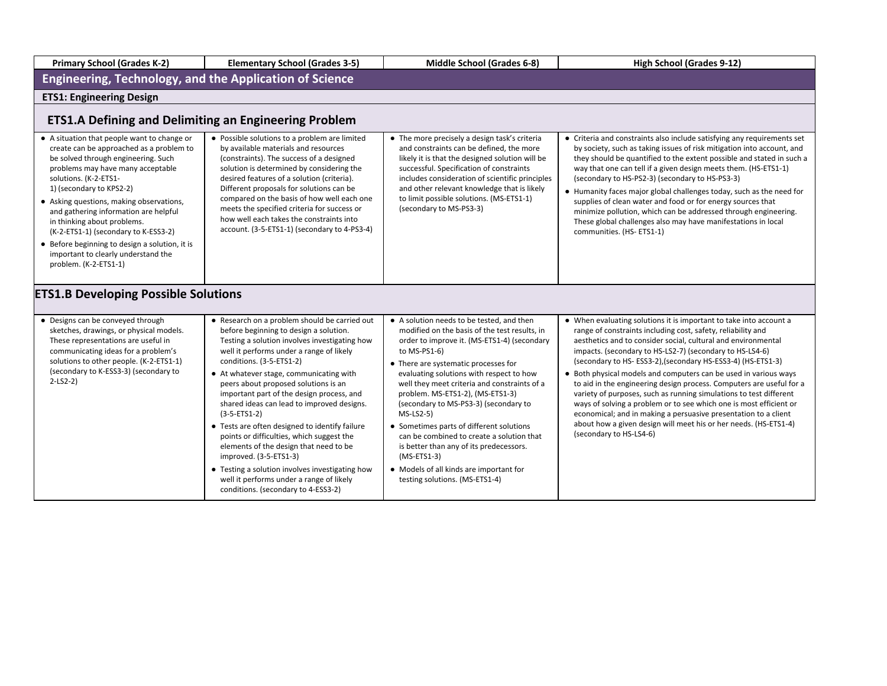| Primary School (Grades K-2) | Elementary School (Grades 3-5) | Middle School (Grades 6-8) | High School (Grades 9-12) |
|---|---|---|---|
| **Engineering, Technology, and the Application of Science** | | | |
| **ETS1: Engineering Design** | | | |
| **ETS1.A Defining and Delimiting an Engineering Problem** | | | |
| • A situation that people want to change or create can be approached as a problem to be solved through engineering. Such problems may have many acceptable solutions. (K-2-ETS1-1) (secondary to KPS2-2)<br>• Asking questions, making observations, and gathering information are helpful in thinking about problems. (K-2-ETS1-1) (secondary to K-ESS3-2)<br>• Before beginning to design a solution, it is important to clearly understand the problem. (K-2-ETS1-1) | • Possible solutions to a problem are limited by available materials and resources (constraints). The success of a designed solution is determined by considering the desired features of a solution (criteria). Different proposals for solutions can be compared on the basis of how well each one meets the specified criteria for success or how well each takes the constraints into account. (3-5-ETS1-1) (secondary to 4-PS3-4) | • The more precisely a design task's criteria and constraints can be defined, the more likely it is that the designed solution will be successful. Specification of constraints includes consideration of scientific principles and other relevant knowledge that is likely to limit possible solutions. (MS-ETS1-1) (secondary to MS-PS3-3) | • Criteria and constraints also include satisfying any requirements set by society, such as taking issues of risk mitigation into account, and they should be quantified to the extent possible and stated in such a way that one can tell if a given design meets them. (HS-ETS1-1) (secondary to HS-PS2-3) (secondary to HS-PS3-3)<br>• Humanity faces major global challenges today, such as the need for supplies of clean water and food or for energy sources that minimize pollution, which can be addressed through engineering. These global challenges also may have manifestations in local communities. (HS- ETS1-1) |
| **ETS1.B Developing Possible Solutions** | | | |
| • Designs can be conveyed through sketches, drawings, or physical models. These representations are useful in communicating ideas for a problem's solutions to other people. (K-2-ETS1-1) (secondary to K-ESS3-3) (secondary to 2-LS2-2) | • Research on a problem should be carried out before beginning to design a solution. Testing a solution involves investigating how well it performs under a range of likely conditions. (3-5-ETS1-2)<br>• At whatever stage, communicating with peers about proposed solutions is an important part of the design process, and shared ideas can lead to improved designs. (3-5-ETS1-2)<br>• Tests are often designed to identify failure points or difficulties, which suggest the elements of the design that need to be improved. (3-5-ETS1-3)<br>• Testing a solution involves investigating how well it performs under a range of likely conditions. (secondary to 4-ESS3-2) | • A solution needs to be tested, and then modified on the basis of the test results, in order to improve it. (MS-ETS1-4) (secondary to MS-PS1-6)<br>• There are systematic processes for evaluating solutions with respect to how well they meet criteria and constraints of a problem. MS-ETS1-2), (MS-ETS1-3) (secondary to MS-PS3-3) (secondary to MS-LS2-5)<br>• Sometimes parts of different solutions can be combined to create a solution that is better than any of its predecessors. (MS-ETS1-3)<br>• Models of all kinds are important for testing solutions. (MS-ETS1-4) | • When evaluating solutions it is important to take into account a range of constraints including cost, safety, reliability and aesthetics and to consider social, cultural and environmental impacts. (secondary to HS-LS2-7) (secondary to HS-LS4-6) (secondary to HS- ESS3-2),(secondary HS-ESS3-4) (HS-ETS1-3)<br>• Both physical models and computers can be used in various ways to aid in the engineering design process. Computers are useful for a variety of purposes, such as running simulations to test different ways of solving a problem or to see which one is most efficient or economical; and in making a persuasive presentation to a client about how a given design will meet his or her needs. (HS-ETS1-4) (secondary to HS-LS4-6) |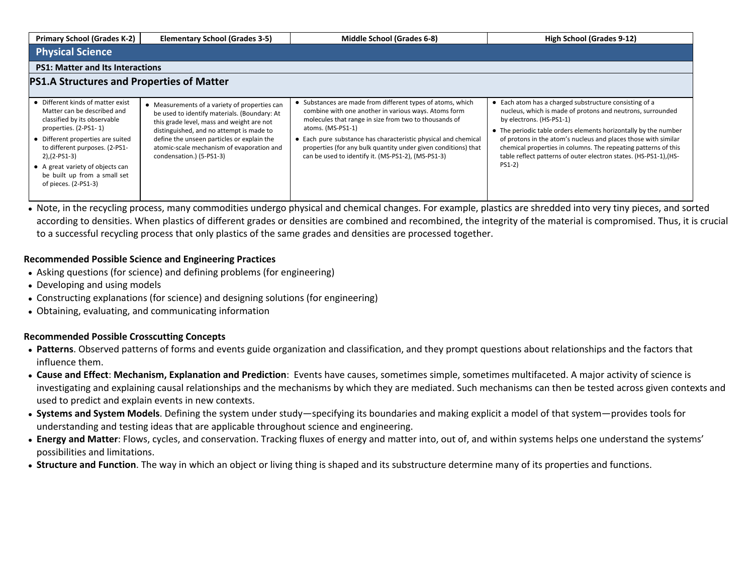| Primary School (Grades K-2) | Elementary School (Grades 3-5) | Middle School (Grades 6-8) | High School (Grades 9-12) |
|---|---|---|---|
| **Physical Science** | | | |
| **PS1: Matter and Its Interactions** | | | |
| **PS1.A Structures and Properties of Matter** | | | |
| • Different kinds of matter exist Matter can be described and classified by its observable properties. (2-PS1- 1)<br>• Different properties are suited to different purposes. (2-PS1-2),(2-PS1-3)<br>• A great variety of objects can be built up from a small set of pieces. (2-PS1-3) | • Measurements of a variety of properties can be used to identify materials. (Boundary: At this grade level, mass and weight are not distinguished, and no attempt is made to define the unseen particles or explain the atomic-scale mechanism of evaporation and condensation.) (5-PS1-3) | • Substances are made from different types of atoms, which combine with one another in various ways. Atoms form molecules that range in size from two to thousands of atoms. (MS-PS1-1)<br>• Each pure substance has characteristic physical and chemical properties (for any bulk quantity under given conditions) that can be used to identify it. (MS-PS1-2), (MS-PS1-3) | • Each atom has a charged substructure consisting of a nucleus, which is made of protons and neutrons, surrounded by electrons. (HS-PS1-1)<br>• The periodic table orders elements horizontally by the number of protons in the atom's nucleus and places those with similar chemical properties in columns. The repeating patterns of this table reflect patterns of outer electron states. (HS-PS1-1),(HS-PS1-2) |

- Note, in the recycling process, many commodities undergo physical and chemical changes. For example, plastics are shredded into very tiny pieces, and sorted according to densities. When plastics of different grades or densities are combined and recombined, the integrity of the material is compromised. Thus, it is crucial to a successful recycling process that only plastics of the same grades and densities are processed together.

**Recommended Possible Science and Engineering Practices**

- Asking questions (for science) and defining problems (for engineering)
- Developing and using models
- Constructing explanations (for science) and designing solutions (for engineering)
- Obtaining, evaluating, and communicating information

**Recommended Possible Crosscutting Concepts**

- **Patterns**. Observed patterns of forms and events guide organization and classification, and they prompt questions about relationships and the factors that influence them.
- **Cause and Effect**: **Mechanism, Explanation and Prediction**: Events have causes, sometimes simple, sometimes multifaceted. A major activity of science is investigating and explaining causal relationships and the mechanisms by which they are mediated. Such mechanisms can then be tested across given contexts and used to predict and explain events in new contexts.
- **Systems and System Models**. Defining the system under study—specifying its boundaries and making explicit a model of that system—provides tools for understanding and testing ideas that are applicable throughout science and engineering.
- **Energy and Matter**: Flows, cycles, and conservation. Tracking fluxes of energy and matter into, out of, and within systems helps one understand the systems' possibilities and limitations.
- **Structure and Function**. The way in which an object or living thing is shaped and its substructure determine many of its properties and functions.